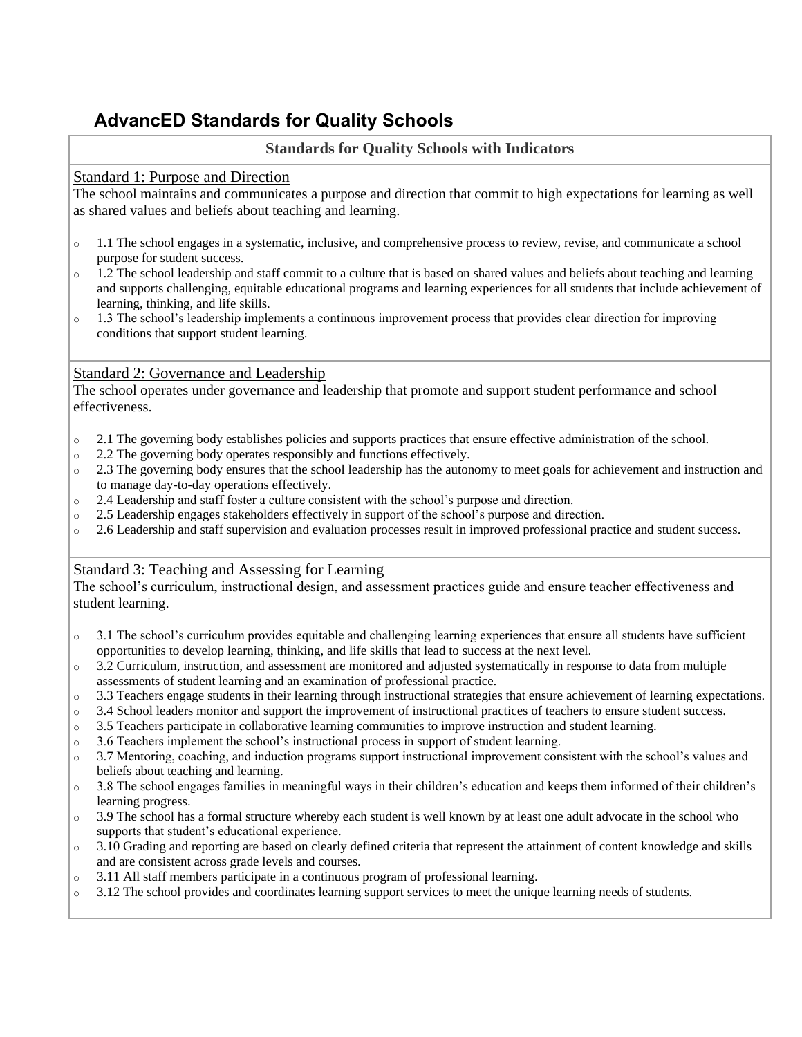# AdvancED Standards for Quality Schools

## Standards for Quality Schools with Indicators

### Standard 1: Purpose and Direction

The school maintains and communicates a purpose and direction that commit to high expectations for learning as well as shared values and beliefs about teaching and learning.

- 1.1 The school engages in a systematic, inclusive, and comprehensive process to review, revise, and communicate a school purpose for student success.
- 1.2 The school leadership and staff commit to a culture that is based on shared values and beliefs about teaching and learning and supports challenging, equitable educational programs and learning experiences for all students that include achievement of learning, thinking, and life skills.
- 1.3 The school's leadership implements a continuous improvement process that provides clear direction for improving conditions that support student learning.

### Standard 2: Governance and Leadership

The school operates under governance and leadership that promote and support student performance and school effectiveness.

- 2.1 The governing body establishes policies and supports practices that ensure effective administration of the school.
- 2.2 The governing body operates responsibly and functions effectively.
- 2.3 The governing body ensures that the school leadership has the autonomy to meet goals for achievement and instruction and to manage day-to-day operations effectively.
- 2.4 Leadership and staff foster a culture consistent with the school's purpose and direction.
- 2.5 Leadership engages stakeholders effectively in support of the school's purpose and direction.
- 2.6 Leadership and staff supervision and evaluation processes result in improved professional practice and student success.

### Standard 3: Teaching and Assessing for Learning

The school's curriculum, instructional design, and assessment practices guide and ensure teacher effectiveness and student learning.

- 3.1 The school's curriculum provides equitable and challenging learning experiences that ensure all students have sufficient opportunities to develop learning, thinking, and life skills that lead to success at the next level.
- 3.2 Curriculum, instruction, and assessment are monitored and adjusted systematically in response to data from multiple assessments of student learning and an examination of professional practice.
- 3.3 Teachers engage students in their learning through instructional strategies that ensure achievement of learning expectations.
- 3.4 School leaders monitor and support the improvement of instructional practices of teachers to ensure student success.
- 3.5 Teachers participate in collaborative learning communities to improve instruction and student learning.
- 3.6 Teachers implement the school's instructional process in support of student learning.
- 3.7 Mentoring, coaching, and induction programs support instructional improvement consistent with the school's values and beliefs about teaching and learning.
- 3.8 The school engages families in meaningful ways in their children's education and keeps them informed of their children's learning progress.
- 3.9 The school has a formal structure whereby each student is well known by at least one adult advocate in the school who supports that student's educational experience.
- 3.10 Grading and reporting are based on clearly defined criteria that represent the attainment of content knowledge and skills and are consistent across grade levels and courses.
- 3.11 All staff members participate in a continuous program of professional learning.
- 3.12 The school provides and coordinates learning support services to meet the unique learning needs of students.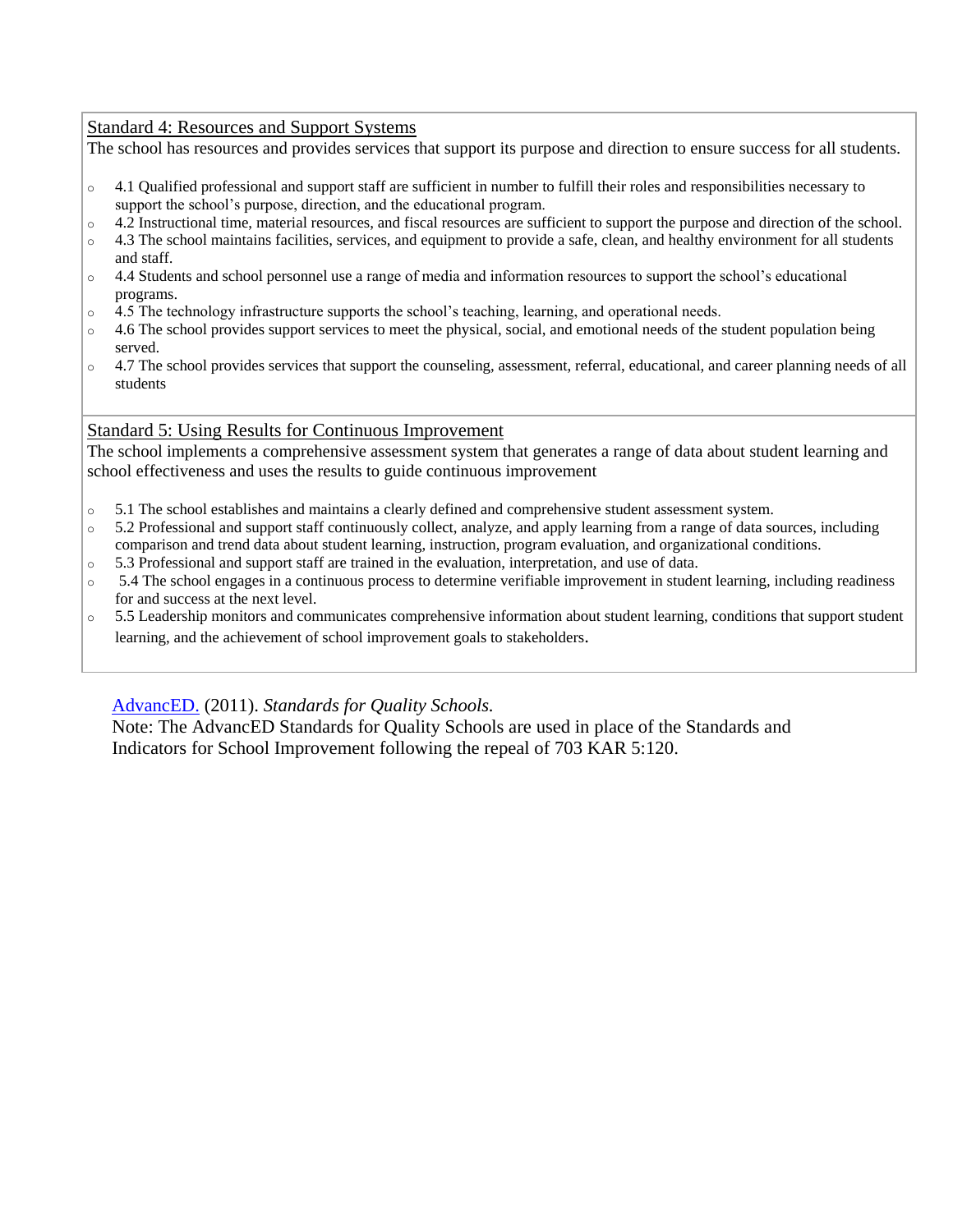Standard 4: Resources and Support Systems

The school has resources and provides services that support its purpose and direction to ensure success for all students.

- 4.1 Qualified professional and support staff are sufficient in number to fulfill their roles and responsibilities necessary to support the school's purpose, direction, and the educational program.
- 4.2 Instructional time, material resources, and fiscal resources are sufficient to support the purpose and direction of the school.
- 4.3 The school maintains facilities, services, and equipment to provide a safe, clean, and healthy environment for all students and staff.
- 4.4 Students and school personnel use a range of media and information resources to support the school's educational programs.
- 4.5 The technology infrastructure supports the school's teaching, learning, and operational needs.
- 4.6 The school provides support services to meet the physical, social, and emotional needs of the student population being served.
- 4.7 The school provides services that support the counseling, assessment, referral, educational, and career planning needs of all students

Standard 5: Using Results for Continuous Improvement

The school implements a comprehensive assessment system that generates a range of data about student learning and school effectiveness and uses the results to guide continuous improvement

- 5.1 The school establishes and maintains a clearly defined and comprehensive student assessment system.
- 5.2 Professional and support staff continuously collect, analyze, and apply learning from a range of data sources, including comparison and trend data about student learning, instruction, program evaluation, and organizational conditions.
- 5.3 Professional and support staff are trained in the evaluation, interpretation, and use of data.
- 5.4 The school engages in a continuous process to determine verifiable improvement in student learning, including readiness for and success at the next level.
- 5.5 Leadership monitors and communicates comprehensive information about student learning, conditions that support student learning, and the achievement of school improvement goals to stakeholders.

AdvancED. (2011). *Standards for Quality Schools.*

Note: The AdvancED Standards for Quality Schools are used in place of the Standards and Indicators for School Improvement following the repeal of 703 KAR 5:120.